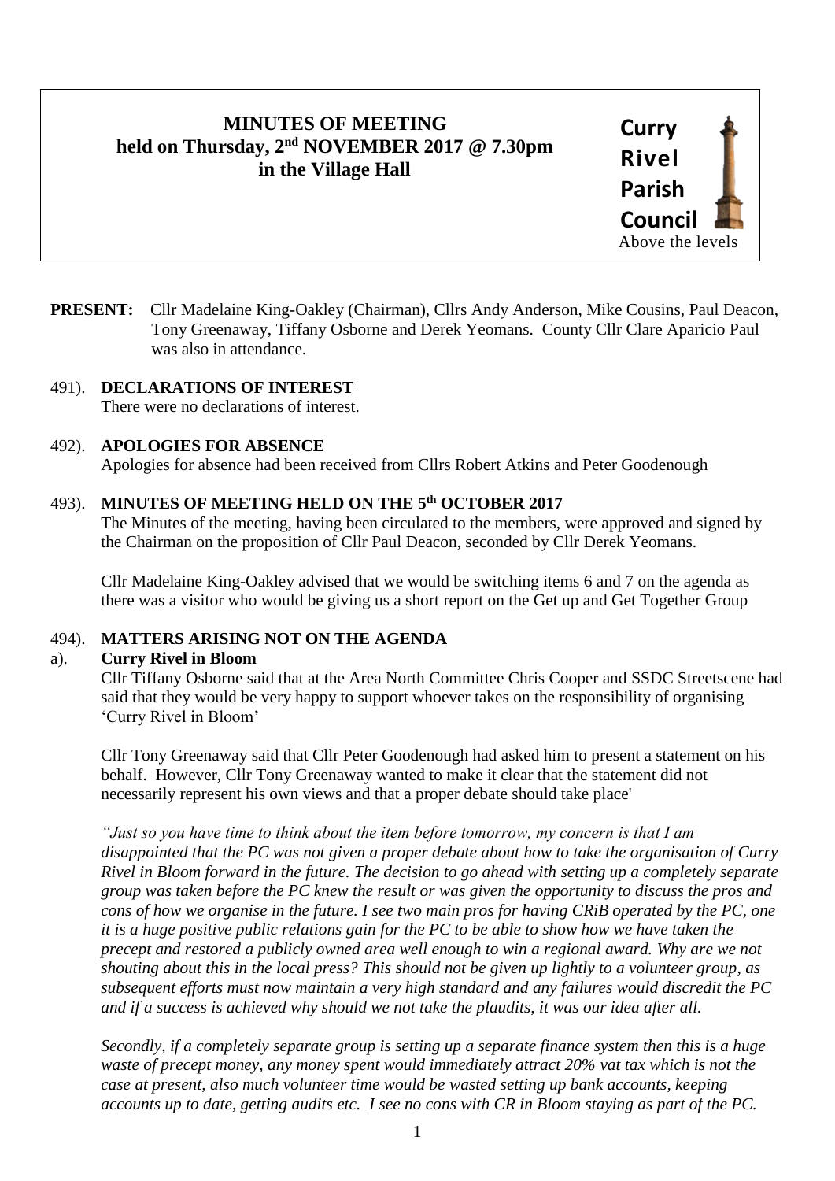# MINUTES OF MEETING
## held on Thursday, 2nd NOVEMBER 2017 @ 7.30pm
## in the Village Hall

**Curry Rivel Parish Council**
Above the levels

**PRESENT:** Cllr Madelaine King-Oakley (Chairman), Cllrs Andy Anderson, Mike Cousins, Paul Deacon, Tony Greenaway, Tiffany Osborne and Derek Yeomans. County Cllr Clare Aparicio Paul was also in attendance.

491). **DECLARATIONS OF INTEREST**
There were no declarations of interest.

492). **APOLOGIES FOR ABSENCE**
Apologies for absence had been received from Cllrs Robert Atkins and Peter Goodenough

493). **MINUTES OF MEETING HELD ON THE 5th OCTOBER 2017**
The Minutes of the meeting, having been circulated to the members, were approved and signed by the Chairman on the proposition of Cllr Paul Deacon, seconded by Cllr Derek Yeomans.

Cllr Madelaine King-Oakley advised that we would be switching items 6 and 7 on the agenda as there was a visitor who would be giving us a short report on the Get up and Get Together Group

494). **MATTERS ARISING NOT ON THE AGENDA**

a). **Curry Rivel in Bloom**
Cllr Tiffany Osborne said that at the Area North Committee Chris Cooper and SSDC Streetscene had said that they would be very happy to support whoever takes on the responsibility of organising 'Curry Rivel in Bloom'

Cllr Tony Greenaway said that Cllr Peter Goodenough had asked him to present a statement on his behalf. However, Cllr Tony Greenaway wanted to make it clear that the statement did not necessarily represent his own views and that a proper debate should take place'

*"Just so you have time to think about the item before tomorrow, my concern is that I am disappointed that the PC was not given a proper debate about how to take the organisation of Curry Rivel in Bloom forward in the future. The decision to go ahead with setting up a completely separate group was taken before the PC knew the result or was given the opportunity to discuss the pros and cons of how we organise in the future. I see two main pros for having CRiB operated by the PC, one it is a huge positive public relations gain for the PC to be able to show how we have taken the precept and restored a publicly owned area well enough to win a regional award. Why are we not shouting about this in the local press? This should not be given up lightly to a volunteer group, as subsequent efforts must now maintain a very high standard and any failures would discredit the PC and if a success is achieved why should we not take the plaudits, it was our idea after all.*

*Secondly, if a completely separate group is setting up a separate finance system then this is a huge waste of precept money, any money spent would immediately attract 20% vat tax which is not the case at present, also much volunteer time would be wasted setting up bank accounts, keeping accounts up to date, getting audits etc. I see no cons with CR in Bloom staying as part of the PC.*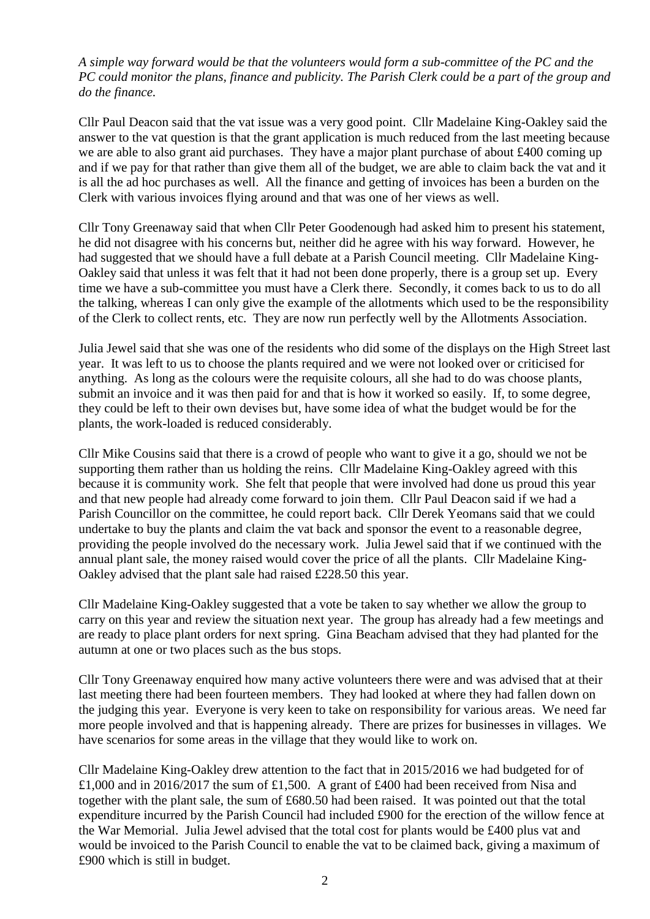*A simple way forward would be that the volunteers would form a sub-committee of the PC and the PC could monitor the plans, finance and publicity. The Parish Clerk could be a part of the group and do the finance.*

Cllr Paul Deacon said that the vat issue was a very good point. Cllr Madelaine King-Oakley said the answer to the vat question is that the grant application is much reduced from the last meeting because we are able to also grant aid purchases. They have a major plant purchase of about £400 coming up and if we pay for that rather than give them all of the budget, we are able to claim back the vat and it is all the ad hoc purchases as well. All the finance and getting of invoices has been a burden on the Clerk with various invoices flying around and that was one of her views as well.

Cllr Tony Greenaway said that when Cllr Peter Goodenough had asked him to present his statement, he did not disagree with his concerns but, neither did he agree with his way forward. However, he had suggested that we should have a full debate at a Parish Council meeting. Cllr Madelaine King-Oakley said that unless it was felt that it had not been done properly, there is a group set up. Every time we have a sub-committee you must have a Clerk there. Secondly, it comes back to us to do all the talking, whereas I can only give the example of the allotments which used to be the responsibility of the Clerk to collect rents, etc. They are now run perfectly well by the Allotments Association.

Julia Jewel said that she was one of the residents who did some of the displays on the High Street last year. It was left to us to choose the plants required and we were not looked over or criticised for anything. As long as the colours were the requisite colours, all she had to do was choose plants, submit an invoice and it was then paid for and that is how it worked so easily. If, to some degree, they could be left to their own devises but, have some idea of what the budget would be for the plants, the work-loaded is reduced considerably.

Cllr Mike Cousins said that there is a crowd of people who want to give it a go, should we not be supporting them rather than us holding the reins. Cllr Madelaine King-Oakley agreed with this because it is community work. She felt that people that were involved had done us proud this year and that new people had already come forward to join them. Cllr Paul Deacon said if we had a Parish Councillor on the committee, he could report back. Cllr Derek Yeomans said that we could undertake to buy the plants and claim the vat back and sponsor the event to a reasonable degree, providing the people involved do the necessary work. Julia Jewel said that if we continued with the annual plant sale, the money raised would cover the price of all the plants. Cllr Madelaine King-Oakley advised that the plant sale had raised £228.50 this year.

Cllr Madelaine King-Oakley suggested that a vote be taken to say whether we allow the group to carry on this year and review the situation next year. The group has already had a few meetings and are ready to place plant orders for next spring. Gina Beacham advised that they had planted for the autumn at one or two places such as the bus stops.

Cllr Tony Greenaway enquired how many active volunteers there were and was advised that at their last meeting there had been fourteen members. They had looked at where they had fallen down on the judging this year. Everyone is very keen to take on responsibility for various areas. We need far more people involved and that is happening already. There are prizes for businesses in villages. We have scenarios for some areas in the village that they would like to work on.

Cllr Madelaine King-Oakley drew attention to the fact that in 2015/2016 we had budgeted for of £1,000 and in 2016/2017 the sum of £1,500. A grant of £400 had been received from Nisa and together with the plant sale, the sum of £680.50 had been raised. It was pointed out that the total expenditure incurred by the Parish Council had included £900 for the erection of the willow fence at the War Memorial. Julia Jewel advised that the total cost for plants would be £400 plus vat and would be invoiced to the Parish Council to enable the vat to be claimed back, giving a maximum of £900 which is still in budget.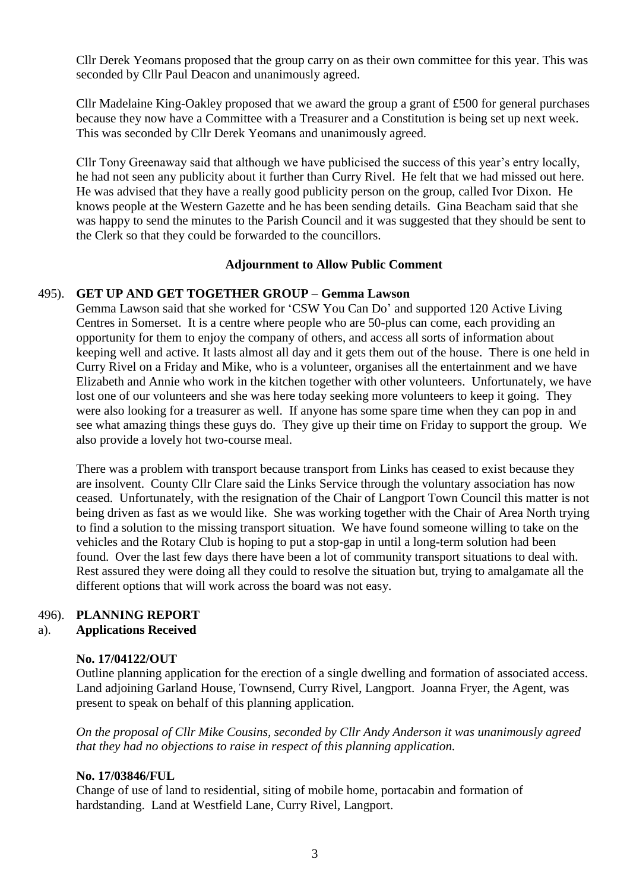Cllr Derek Yeomans proposed that the group carry on as their own committee for this year. This was seconded by Cllr Paul Deacon and unanimously agreed.

Cllr Madelaine King-Oakley proposed that we award the group a grant of £500 for general purchases because they now have a Committee with a Treasurer and a Constitution is being set up next week. This was seconded by Cllr Derek Yeomans and unanimously agreed.

Cllr Tony Greenaway said that although we have publicised the success of this year's entry locally, he had not seen any publicity about it further than Curry Rivel. He felt that we had missed out here. He was advised that they have a really good publicity person on the group, called Ivor Dixon. He knows people at the Western Gazette and he has been sending details. Gina Beacham said that she was happy to send the minutes to the Parish Council and it was suggested that they should be sent to the Clerk so that they could be forwarded to the councillors.

**Adjournment to Allow Public Comment**

495). **GET UP AND GET TOGETHER GROUP – Gemma Lawson**

Gemma Lawson said that she worked for 'CSW You Can Do' and supported 120 Active Living Centres in Somerset. It is a centre where people who are 50-plus can come, each providing an opportunity for them to enjoy the company of others, and access all sorts of information about keeping well and active. It lasts almost all day and it gets them out of the house. There is one held in Curry Rivel on a Friday and Mike, who is a volunteer, organises all the entertainment and we have Elizabeth and Annie who work in the kitchen together with other volunteers. Unfortunately, we have lost one of our volunteers and she was here today seeking more volunteers to keep it going. They were also looking for a treasurer as well. If anyone has some spare time when they can pop in and see what amazing things these guys do. They give up their time on Friday to support the group. We also provide a lovely hot two-course meal.

There was a problem with transport because transport from Links has ceased to exist because they are insolvent. County Cllr Clare said the Links Service through the voluntary association has now ceased. Unfortunately, with the resignation of the Chair of Langport Town Council this matter is not being driven as fast as we would like. She was working together with the Chair of Area North trying to find a solution to the missing transport situation. We have found someone willing to take on the vehicles and the Rotary Club is hoping to put a stop-gap in until a long-term solution had been found. Over the last few days there have been a lot of community transport situations to deal with. Rest assured they were doing all they could to resolve the situation but, trying to amalgamate all the different options that will work across the board was not easy.

496). **PLANNING REPORT**

a). **Applications Received**

**No. 17/04122/OUT**

Outline planning application for the erection of a single dwelling and formation of associated access. Land adjoining Garland House, Townsend, Curry Rivel, Langport. Joanna Fryer, the Agent, was present to speak on behalf of this planning application.

*On the proposal of Cllr Mike Cousins, seconded by Cllr Andy Anderson it was unanimously agreed that they had no objections to raise in respect of this planning application.*

**No. 17/03846/FUL**

Change of use of land to residential, siting of mobile home, portacabin and formation of hardstanding. Land at Westfield Lane, Curry Rivel, Langport.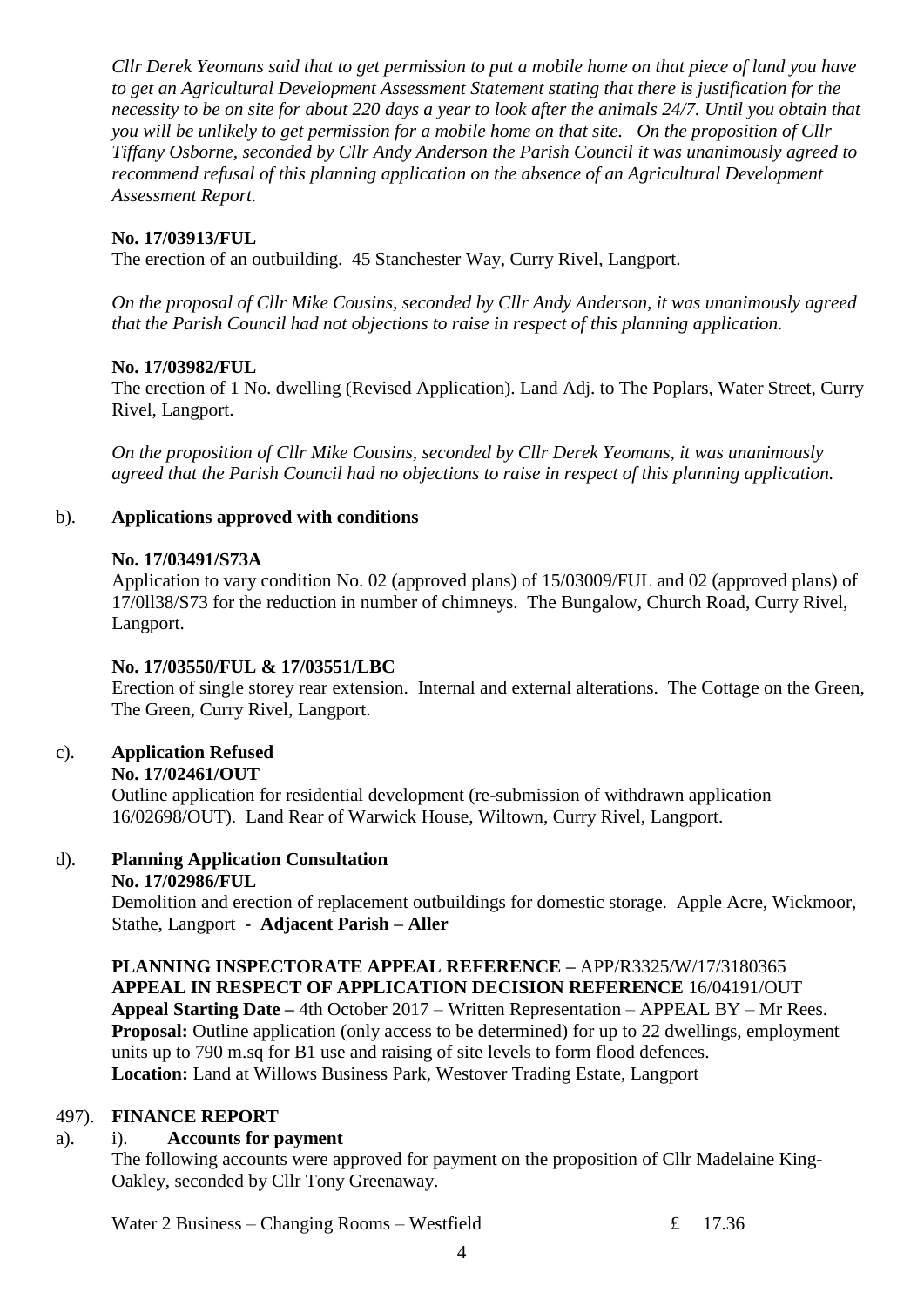*Cllr Derek Yeomans said that to get permission to put a mobile home on that piece of land you have to get an Agricultural Development Assessment Statement stating that there is justification for the necessity to be on site for about 220 days a year to look after the animals 24/7. Until you obtain that you will be unlikely to get permission for a mobile home on that site. On the proposition of Cllr Tiffany Osborne, seconded by Cllr Andy Anderson the Parish Council it was unanimously agreed to recommend refusal of this planning application on the absence of an Agricultural Development Assessment Report.*

**No. 17/03913/FUL**

The erection of an outbuilding. 45 Stanchester Way, Curry Rivel, Langport.

*On the proposal of Cllr Mike Cousins, seconded by Cllr Andy Anderson, it was unanimously agreed that the Parish Council had not objections to raise in respect of this planning application.*

**No. 17/03982/FUL**

The erection of 1 No. dwelling (Revised Application). Land Adj. to The Poplars, Water Street, Curry Rivel, Langport.

*On the proposition of Cllr Mike Cousins, seconded by Cllr Derek Yeomans, it was unanimously agreed that the Parish Council had no objections to raise in respect of this planning application.*

b). **Applications approved with conditions**

**No. 17/03491/S73A**

Application to vary condition No. 02 (approved plans) of 15/03009/FUL and 02 (approved plans) of 17/01138/S73 for the reduction in number of chimneys. The Bungalow, Church Road, Curry Rivel, Langport.

**No. 17/03550/FUL & 17/03551/LBC**

Erection of single storey rear extension. Internal and external alterations. The Cottage on the Green, The Green, Curry Rivel, Langport.

c). **Application Refused**

**No. 17/02461/OUT**

Outline application for residential development (re-submission of withdrawn application 16/02698/OUT). Land Rear of Warwick House, Wiltown, Curry Rivel, Langport.

d). **Planning Application Consultation**

**No. 17/02986/FUL**

Demolition and erection of replacement outbuildings for domestic storage. Apple Acre, Wickmoor, Stathe, Langport - **Adjacent Parish – Aller**

**PLANNING INSPECTORATE APPEAL REFERENCE –** APP/R3325/W/17/3180365
**APPEAL IN RESPECT OF APPLICATION DECISION REFERENCE** 16/04191/OUT
**Appeal Starting Date –** 4th October 2017 – Written Representation – APPEAL BY – Mr Rees.
**Proposal:** Outline application (only access to be determined) for up to 22 dwellings, employment units up to 790 m.sq for B1 use and raising of site levels to form flood defences.
**Location:** Land at Willows Business Park, Westover Trading Estate, Langport

497). **FINANCE REPORT**

a). i). **Accounts for payment**

The following accounts were approved for payment on the proposition of Cllr Madelaine King-Oakley, seconded by Cllr Tony Greenaway.

| | |
|---|---|
| Water 2 Business – Changing Rooms – Westfield | £ 17.36 |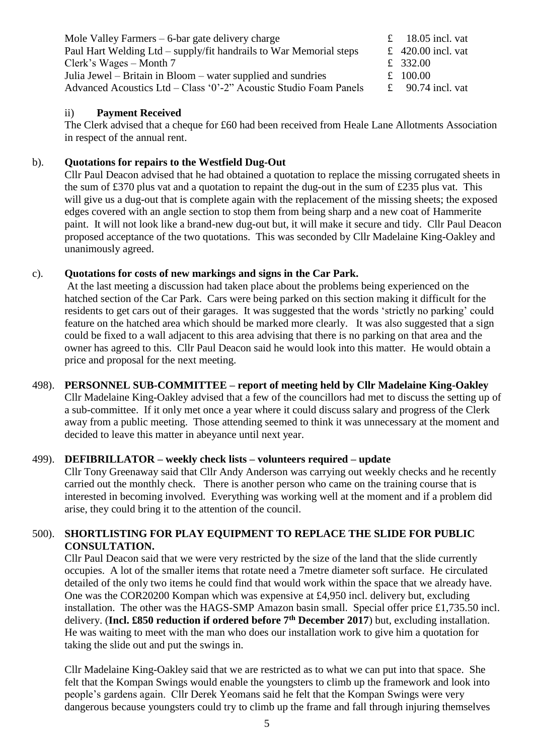| | |
|---|---|
| Mole Valley Farmers – 6-bar gate delivery charge | £ 18.05 incl. vat |
| Paul Hart Welding Ltd – supply/fit handrails to War Memorial steps | £ 420.00 incl. vat |
| Clerk's Wages – Month 7 | £ 332.00 |
| Julia Jewel – Britain in Bloom – water supplied and sundries | £ 100.00 |
| Advanced Acoustics Ltd – Class '0'-2" Acoustic Studio Foam Panels | £ 90.74 incl. vat |

ii) **Payment Received**

The Clerk advised that a cheque for £60 had been received from Heale Lane Allotments Association in respect of the annual rent.

b). **Quotations for repairs to the Westfield Dug-Out**

Cllr Paul Deacon advised that he had obtained a quotation to replace the missing corrugated sheets in the sum of £370 plus vat and a quotation to repaint the dug-out in the sum of £235 plus vat. This will give us a dug-out that is complete again with the replacement of the missing sheets; the exposed edges covered with an angle section to stop them from being sharp and a new coat of Hammerite paint. It will not look like a brand-new dug-out but, it will make it secure and tidy. Cllr Paul Deacon proposed acceptance of the two quotations. This was seconded by Cllr Madelaine King-Oakley and unanimously agreed.

c). **Quotations for costs of new markings and signs in the Car Park.**

At the last meeting a discussion had taken place about the problems being experienced on the hatched section of the Car Park. Cars were being parked on this section making it difficult for the residents to get cars out of their garages. It was suggested that the words 'strictly no parking' could feature on the hatched area which should be marked more clearly. It was also suggested that a sign could be fixed to a wall adjacent to this area advising that there is no parking on that area and the owner has agreed to this. Cllr Paul Deacon said he would look into this matter. He would obtain a price and proposal for the next meeting.

498). **PERSONNEL SUB-COMMITTEE – report of meeting held by Cllr Madelaine King-Oakley**

Cllr Madelaine King-Oakley advised that a few of the councillors had met to discuss the setting up of a sub-committee. If it only met once a year where it could discuss salary and progress of the Clerk away from a public meeting. Those attending seemed to think it was unnecessary at the moment and decided to leave this matter in abeyance until next year.

499). **DEFIBRILLATOR – weekly check lists – volunteers required – update**

Cllr Tony Greenaway said that Cllr Andy Anderson was carrying out weekly checks and he recently carried out the monthly check. There is another person who came on the training course that is interested in becoming involved. Everything was working well at the moment and if a problem did arise, they could bring it to the attention of the council.

500). **SHORTLISTING FOR PLAY EQUIPMENT TO REPLACE THE SLIDE FOR PUBLIC CONSULTATION.**

Cllr Paul Deacon said that we were very restricted by the size of the land that the slide currently occupies. A lot of the smaller items that rotate need a 7metre diameter soft surface. He circulated detailed of the only two items he could find that would work within the space that we already have. One was the COR20200 Kompan which was expensive at £4,950 incl. delivery but, excluding installation. The other was the HAGS-SMP Amazon basin small. Special offer price £1,735.50 incl. delivery. (**Incl. £850 reduction if ordered before 7th December 2017**) but, excluding installation. He was waiting to meet with the man who does our installation work to give him a quotation for taking the slide out and put the swings in.

Cllr Madelaine King-Oakley said that we are restricted as to what we can put into that space. She felt that the Kompan Swings would enable the youngsters to climb up the framework and look into people's gardens again. Cllr Derek Yeomans said he felt that the Kompan Swings were very dangerous because youngsters could try to climb up the frame and fall through injuring themselves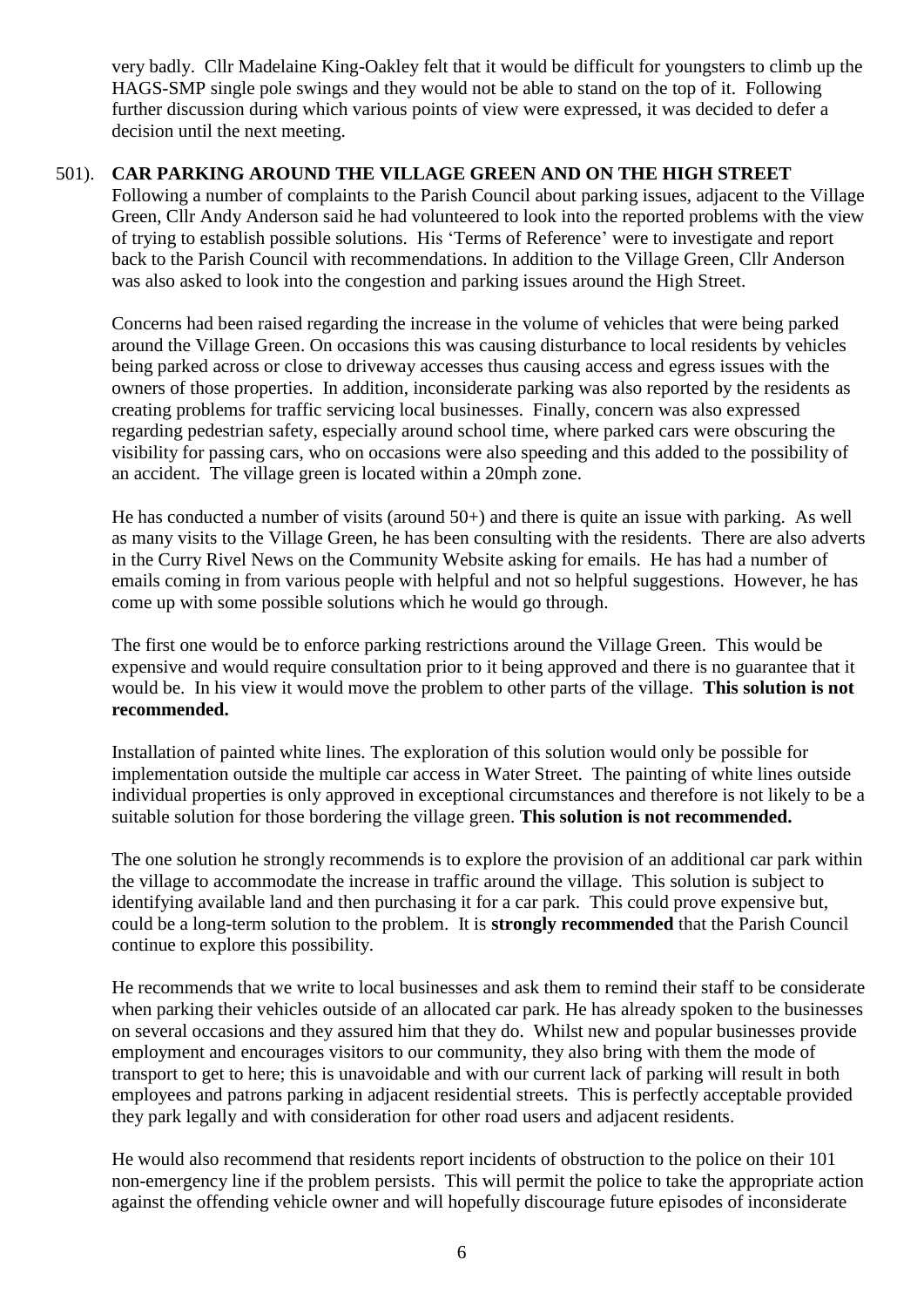very badly. Cllr Madelaine King-Oakley felt that it would be difficult for youngsters to climb up the HAGS-SMP single pole swings and they would not be able to stand on the top of it. Following further discussion during which various points of view were expressed, it was decided to defer a decision until the next meeting.

501). **CAR PARKING AROUND THE VILLAGE GREEN AND ON THE HIGH STREET**

Following a number of complaints to the Parish Council about parking issues, adjacent to the Village Green, Cllr Andy Anderson said he had volunteered to look into the reported problems with the view of trying to establish possible solutions. His 'Terms of Reference' were to investigate and report back to the Parish Council with recommendations. In addition to the Village Green, Cllr Anderson was also asked to look into the congestion and parking issues around the High Street.

Concerns had been raised regarding the increase in the volume of vehicles that were being parked around the Village Green. On occasions this was causing disturbance to local residents by vehicles being parked across or close to driveway accesses thus causing access and egress issues with the owners of those properties. In addition, inconsiderate parking was also reported by the residents as creating problems for traffic servicing local businesses. Finally, concern was also expressed regarding pedestrian safety, especially around school time, where parked cars were obscuring the visibility for passing cars, who on occasions were also speeding and this added to the possibility of an accident. The village green is located within a 20mph zone.

He has conducted a number of visits (around 50+) and there is quite an issue with parking. As well as many visits to the Village Green, he has been consulting with the residents. There are also adverts in the Curry Rivel News on the Community Website asking for emails. He has had a number of emails coming in from various people with helpful and not so helpful suggestions. However, he has come up with some possible solutions which he would go through.

The first one would be to enforce parking restrictions around the Village Green. This would be expensive and would require consultation prior to it being approved and there is no guarantee that it would be. In his view it would move the problem to other parts of the village. **This solution is not recommended.**

Installation of painted white lines. The exploration of this solution would only be possible for implementation outside the multiple car access in Water Street. The painting of white lines outside individual properties is only approved in exceptional circumstances and therefore is not likely to be a suitable solution for those bordering the village green. **This solution is not recommended.**

The one solution he strongly recommends is to explore the provision of an additional car park within the village to accommodate the increase in traffic around the village. This solution is subject to identifying available land and then purchasing it for a car park. This could prove expensive but, could be a long-term solution to the problem. It is **strongly recommended** that the Parish Council continue to explore this possibility.

He recommends that we write to local businesses and ask them to remind their staff to be considerate when parking their vehicles outside of an allocated car park. He has already spoken to the businesses on several occasions and they assured him that they do. Whilst new and popular businesses provide employment and encourages visitors to our community, they also bring with them the mode of transport to get to here; this is unavoidable and with our current lack of parking will result in both employees and patrons parking in adjacent residential streets. This is perfectly acceptable provided they park legally and with consideration for other road users and adjacent residents.

He would also recommend that residents report incidents of obstruction to the police on their 101 non-emergency line if the problem persists. This will permit the police to take the appropriate action against the offending vehicle owner and will hopefully discourage future episodes of inconsiderate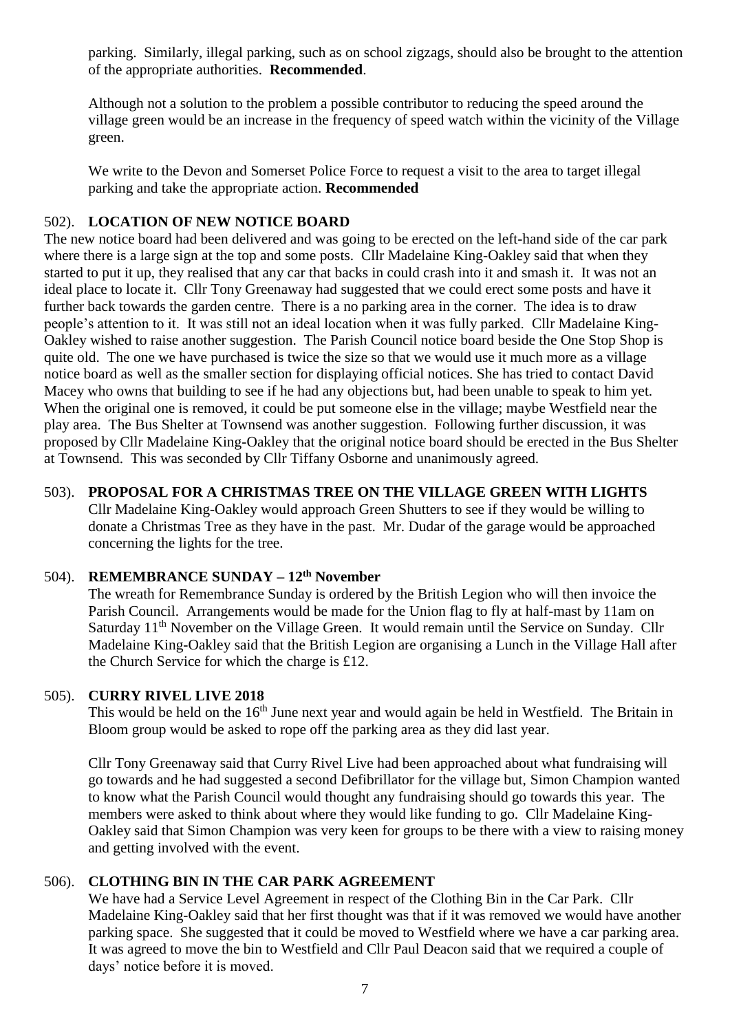parking. Similarly, illegal parking, such as on school zigzags, should also be brought to the attention of the appropriate authorities. **Recommended**.

Although not a solution to the problem a possible contributor to reducing the speed around the village green would be an increase in the frequency of speed watch within the vicinity of the Village green.

We write to the Devon and Somerset Police Force to request a visit to the area to target illegal parking and take the appropriate action. **Recommended**

502). **LOCATION OF NEW NOTICE BOARD**

The new notice board had been delivered and was going to be erected on the left-hand side of the car park where there is a large sign at the top and some posts. Cllr Madelaine King-Oakley said that when they started to put it up, they realised that any car that backs in could crash into it and smash it. It was not an ideal place to locate it. Cllr Tony Greenaway had suggested that we could erect some posts and have it further back towards the garden centre. There is a no parking area in the corner. The idea is to draw people's attention to it. It was still not an ideal location when it was fully parked. Cllr Madelaine King-Oakley wished to raise another suggestion. The Parish Council notice board beside the One Stop Shop is quite old. The one we have purchased is twice the size so that we would use it much more as a village notice board as well as the smaller section for displaying official notices. She has tried to contact David Macey who owns that building to see if he had any objections but, had been unable to speak to him yet. When the original one is removed, it could be put someone else in the village; maybe Westfield near the play area. The Bus Shelter at Townsend was another suggestion. Following further discussion, it was proposed by Cllr Madelaine King-Oakley that the original notice board should be erected in the Bus Shelter at Townsend. This was seconded by Cllr Tiffany Osborne and unanimously agreed.

503). **PROPOSAL FOR A CHRISTMAS TREE ON THE VILLAGE GREEN WITH LIGHTS**

Cllr Madelaine King-Oakley would approach Green Shutters to see if they would be willing to donate a Christmas Tree as they have in the past. Mr. Dudar of the garage would be approached concerning the lights for the tree.

504). **REMEMBRANCE SUNDAY – 12th November**

The wreath for Remembrance Sunday is ordered by the British Legion who will then invoice the Parish Council. Arrangements would be made for the Union flag to fly at half-mast by 11am on Saturday 11th November on the Village Green. It would remain until the Service on Sunday. Cllr Madelaine King-Oakley said that the British Legion are organising a Lunch in the Village Hall after the Church Service for which the charge is £12.

505). **CURRY RIVEL LIVE 2018**

This would be held on the 16th June next year and would again be held in Westfield. The Britain in Bloom group would be asked to rope off the parking area as they did last year.

Cllr Tony Greenaway said that Curry Rivel Live had been approached about what fundraising will go towards and he had suggested a second Defibrillator for the village but, Simon Champion wanted to know what the Parish Council would thought any fundraising should go towards this year. The members were asked to think about where they would like funding to go. Cllr Madelaine King-Oakley said that Simon Champion was very keen for groups to be there with a view to raising money and getting involved with the event.

506). **CLOTHING BIN IN THE CAR PARK AGREEMENT**

We have had a Service Level Agreement in respect of the Clothing Bin in the Car Park. Cllr Madelaine King-Oakley said that her first thought was that if it was removed we would have another parking space. She suggested that it could be moved to Westfield where we have a car parking area. It was agreed to move the bin to Westfield and Cllr Paul Deacon said that we required a couple of days' notice before it is moved.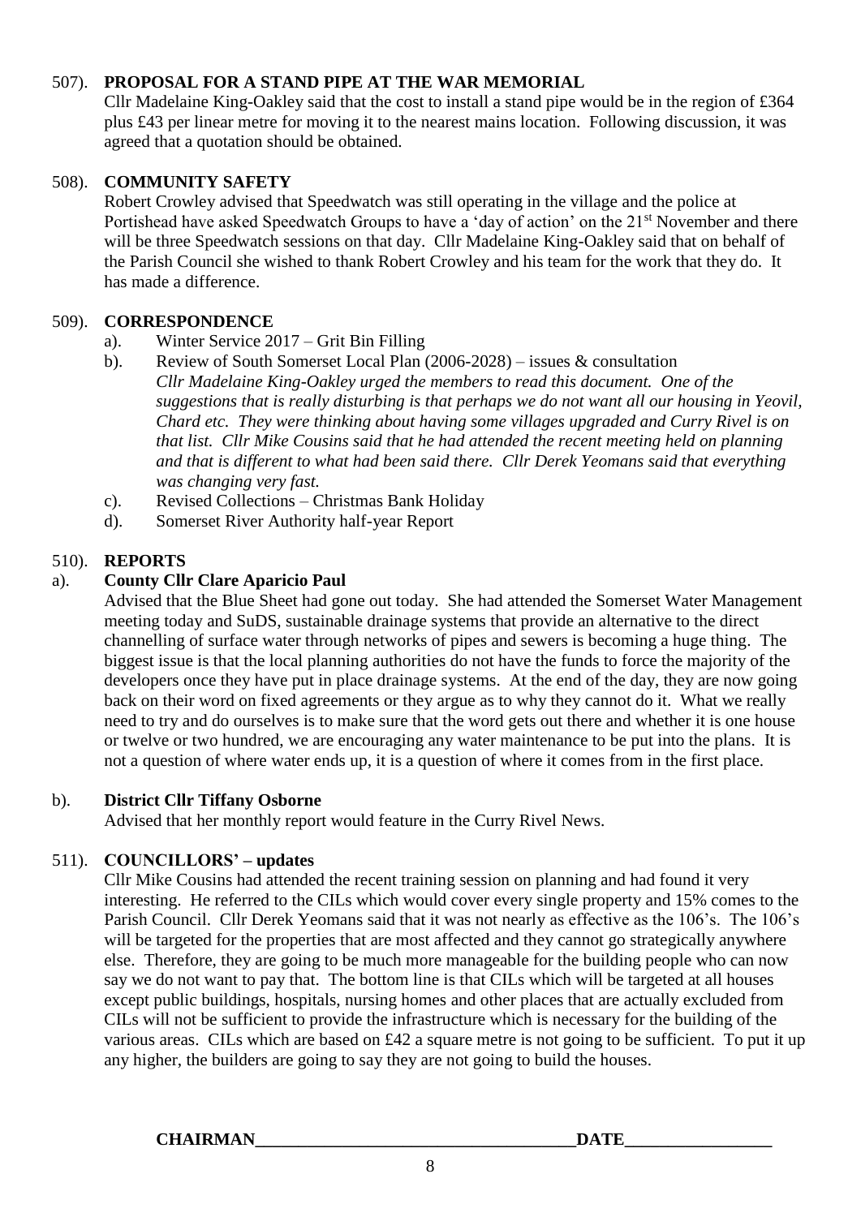## 507). PROPOSAL FOR A STAND PIPE AT THE WAR MEMORIAL

Cllr Madelaine King-Oakley said that the cost to install a stand pipe would be in the region of £364 plus £43 per linear metre for moving it to the nearest mains location. Following discussion, it was agreed that a quotation should be obtained.

## 508). COMMUNITY SAFETY

Robert Crowley advised that Speedwatch was still operating in the village and the police at Portishead have asked Speedwatch Groups to have a 'day of action' on the 21st November and there will be three Speedwatch sessions on that day. Cllr Madelaine King-Oakley said that on behalf of the Parish Council she wished to thank Robert Crowley and his team for the work that they do. It has made a difference.

## 509). CORRESPONDENCE

a). Winter Service 2017 – Grit Bin Filling

b). Review of South Somerset Local Plan (2006-2028) – issues & consultation
*Cllr Madelaine King-Oakley urged the members to read this document. One of the suggestions that is really disturbing is that perhaps we do not want all our housing in Yeovil, Chard etc. They were thinking about having some villages upgraded and Curry Rivel is on that list. Cllr Mike Cousins said that he had attended the recent meeting held on planning and that is different to what had been said there. Cllr Derek Yeomans said that everything was changing very fast.*

c). Revised Collections – Christmas Bank Holiday

d). Somerset River Authority half-year Report

## 510). REPORTS

### a). County Cllr Clare Aparicio Paul

Advised that the Blue Sheet had gone out today. She had attended the Somerset Water Management meeting today and SuDS, sustainable drainage systems that provide an alternative to the direct channelling of surface water through networks of pipes and sewers is becoming a huge thing. The biggest issue is that the local planning authorities do not have the funds to force the majority of the developers once they have put in place drainage systems. At the end of the day, they are now going back on their word on fixed agreements or they argue as to why they cannot do it. What we really need to try and do ourselves is to make sure that the word gets out there and whether it is one house or twelve or two hundred, we are encouraging any water maintenance to be put into the plans. It is not a question of where water ends up, it is a question of where it comes from in the first place.

### b). District Cllr Tiffany Osborne

Advised that her monthly report would feature in the Curry Rivel News.

## 511). COUNCILLORS' – updates

Cllr Mike Cousins had attended the recent training session on planning and had found it very interesting. He referred to the CILs which would cover every single property and 15% comes to the Parish Council. Cllr Derek Yeomans said that it was not nearly as effective as the 106's. The 106's will be targeted for the properties that are most affected and they cannot go strategically anywhere else. Therefore, they are going to be much more manageable for the building people who can now say we do not want to pay that. The bottom line is that CILs which will be targeted at all houses except public buildings, hospitals, nursing homes and other places that are actually excluded from CILs will not be sufficient to provide the infrastructure which is necessary for the building of the various areas. CILs which are based on £42 a square metre is not going to be sufficient. To put it up any higher, the builders are going to say they are not going to build the houses.

**CHAIRMAN**\_\_\_\_\_\_\_\_\_\_\_\_\_\_\_\_\_\_\_\_\_\_\_\_\_\_\_\_\_\_\_\_\_\_\_\_**DATE**\_\_\_\_\_\_\_\_\_\_\_\_\_\_\_\_\_